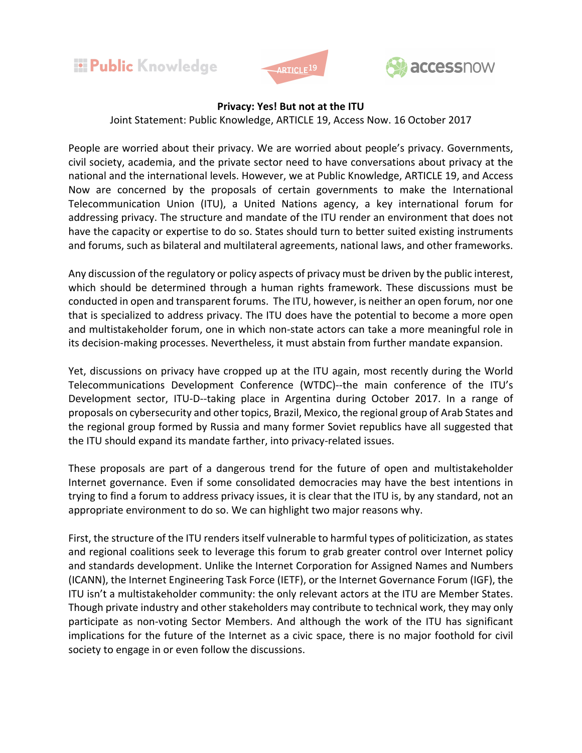**Privacy: Yes! But not at the ITU**

Joint Statement: Public Knowledge, ARTICLE 19, Access Now. 16 October 2017

People are worried about their privacy. We are worried about people's privacy. Governments, civil society, academia, and the private sector need to have conversations about privacy at the national and the international levels. However, we at Public Knowledge, ARTICLE 19, and Access Now are concerned by the proposals of certain governments to make the International Telecommunication Union (ITU), a United Nations agency, a key international forum for addressing privacy. The structure and mandate of the ITU render an environment that does not have the capacity or expertise to do so. States should turn to better suited existing instruments and forums, such as bilateral and multilateral agreements, national laws, and other frameworks.

Any discussion of the regulatory or policy aspects of privacy must be driven by the public interest, which should be determined through a human rights framework. These discussions must be conducted in open and transparent forums. The ITU, however, is neither an open forum, nor one that is specialized to address privacy. The ITU does have the potential to become a more open and multistakeholder forum, one in which non-state actors can take a more meaningful role in its decision-making processes. Nevertheless, it must abstain from further mandate expansion.

Yet, discussions on privacy have cropped up at the ITU again, most recently during the World Telecommunications Development Conference (WTDC)--the main conference of the ITU's Development sector, ITU-D--taking place in Argentina during October 2017. In a range of proposals on cybersecurity and other topics, Brazil, Mexico, the regional group of Arab States and the regional group formed by Russia and many former Soviet republics have all suggested that the ITU should expand its mandate farther, into privacy-related issues.

These proposals are part of a dangerous trend for the future of open and multistakeholder Internet governance. Even if some consolidated democracies may have the best intentions in trying to find a forum to address privacy issues, it is clear that the ITU is, by any standard, not an appropriate environment to do so. We can highlight two major reasons why.

First, the structure of the ITU renders itself vulnerable to harmful types of politicization, as states and regional coalitions seek to leverage this forum to grab greater control over Internet policy and standards development. Unlike the Internet Corporation for Assigned Names and Numbers (ICANN), the Internet Engineering Task Force (IETF), or the Internet Governance Forum (IGF), the ITU isn't a multistakeholder community: the only relevant actors at the ITU are Member States. Though private industry and other stakeholders may contribute to technical work, they may only participate as non-voting Sector Members. And although the work of the ITU has significant implications for the future of the Internet as a civic space, there is no major foothold for civil society to engage in or even follow the discussions.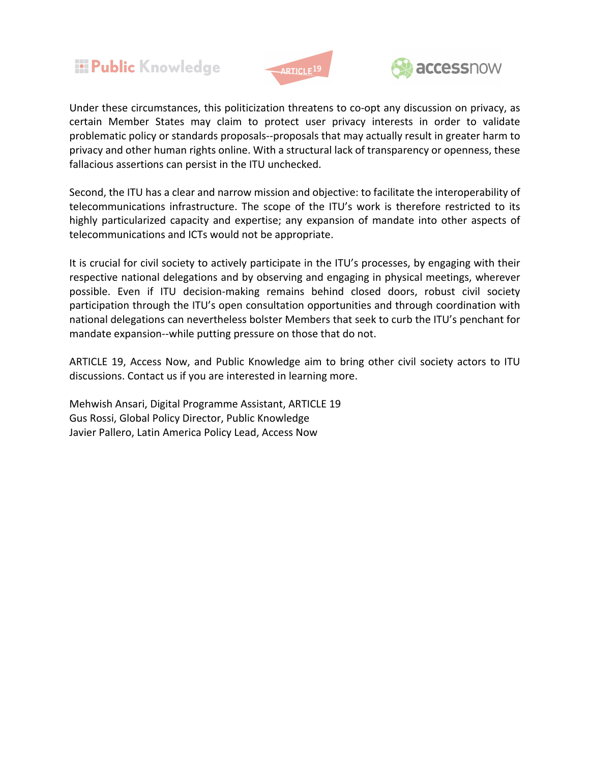Under these circumstances, this politicization threatens to co-opt any discussion on privacy, as certain Member States may claim to protect user privacy interests in order to validate problematic policy or standards proposals--proposals that may actually result in greater harm to privacy and other human rights online. With a structural lack of transparency or openness, these fallacious assertions can persist in the ITU unchecked.

Second, the ITU has a clear and narrow mission and objective: to facilitate the interoperability of telecommunications infrastructure. The scope of the ITU's work is therefore restricted to its highly particularized capacity and expertise; any expansion of mandate into other aspects of telecommunications and ICTs would not be appropriate.

It is crucial for civil society to actively participate in the ITU's processes, by engaging with their respective national delegations and by observing and engaging in physical meetings, wherever possible. Even if ITU decision-making remains behind closed doors, robust civil society participation through the ITU's open consultation opportunities and through coordination with national delegations can nevertheless bolster Members that seek to curb the ITU's penchant for mandate expansion--while putting pressure on those that do not.

ARTICLE 19, Access Now, and Public Knowledge aim to bring other civil society actors to ITU discussions. Contact us if you are interested in learning more.

Mehwish Ansari, Digital Programme Assistant, ARTICLE 19
Gus Rossi, Global Policy Director, Public Knowledge
Javier Pallero, Latin America Policy Lead, Access Now